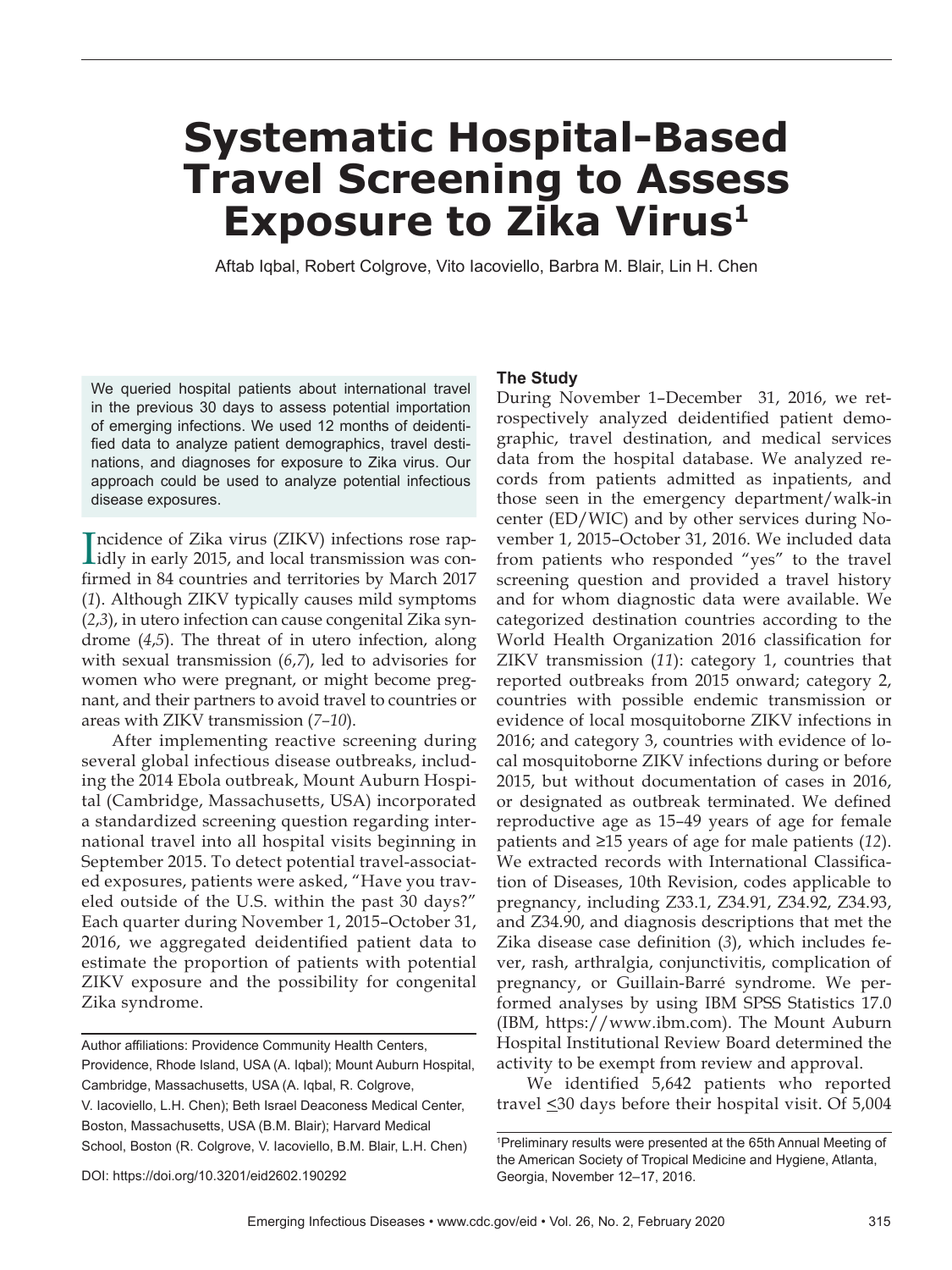# Systematic Hospital-Based Travel Screening to Assess Exposure to Zika Virus[1]

Aftab Iqbal, Robert Colgrove, Vito Iacoviello, Barbra M. Blair, Lin H. Chen

We queried hospital patients about international travel in the previous 30 days to assess potential importation of emerging infections. We used 12 months of deidentified data to analyze patient demographics, travel destinations, and diagnoses for exposure to Zika virus. Our approach could be used to analyze potential infectious disease exposures.

Incidence of Zika virus (ZIKV) infections rose rapidly in early 2015, and local transmission was confirmed in 84 countries and territories by March 2017 (*1*). Although ZIKV typically causes mild symptoms (*2*,*3*), in utero infection can cause congenital Zika syndrome (*4*,*5*). The threat of in utero infection, along with sexual transmission (*6*,*7*), led to advisories for women who were pregnant, or might become pregnant, and their partners to avoid travel to countries or areas with ZIKV transmission (*7–10*).

After implementing reactive screening during several global infectious disease outbreaks, including the 2014 Ebola outbreak, Mount Auburn Hospital (Cambridge, Massachusetts, USA) incorporated a standardized screening question regarding international travel into all hospital visits beginning in September 2015. To detect potential travel-associated exposures, patients were asked, "Have you traveled outside of the U.S. within the past 30 days?" Each quarter during November 1, 2015–October 31, 2016, we aggregated deidentified patient data to estimate the proportion of patients with potential ZIKV exposure and the possibility for congenital Zika syndrome.

Author affiliations: Providence Community Health Centers, Providence, Rhode Island, USA (A. Iqbal); Mount Auburn Hospital, Cambridge, Massachusetts, USA (A. Iqbal, R. Colgrove, V. Iacoviello, L.H. Chen); Beth Israel Deaconess Medical Center, Boston, Massachusetts, USA (B.M. Blair); Harvard Medical School, Boston (R. Colgrove, V. Iacoviello, B.M. Blair, L.H. Chen)

DOI: https://doi.org/10.3201/eid2602.190292

## The Study

During November 1–December 31, 2016, we retrospectively analyzed deidentified patient demographic, travel destination, and medical services data from the hospital database. We analyzed records from patients admitted as inpatients, and those seen in the emergency department/walk-in center (ED/WIC) and by other services during November 1, 2015–October 31, 2016. We included data from patients who responded "yes" to the travel screening question and provided a travel history and for whom diagnostic data were available. We categorized destination countries according to the World Health Organization 2016 classification for ZIKV transmission (*11*): category 1, countries that reported outbreaks from 2015 onward; category 2, countries with possible endemic transmission or evidence of local mosquitoborne ZIKV infections in 2016; and category 3, countries with evidence of local mosquitoborne ZIKV infections during or before 2015, but without documentation of cases in 2016, or designated as outbreak terminated. We defined reproductive age as 15–49 years of age for female patients and ≥15 years of age for male patients (*12*). We extracted records with International Classification of Diseases, 10th Revision, codes applicable to pregnancy, including Z33.1, Z34.91, Z34.92, Z34.93, and Z34.90, and diagnosis descriptions that met the Zika disease case definition (*3*), which includes fever, rash, arthralgia, conjunctivitis, complication of pregnancy, or Guillain-Barré syndrome. We performed analyses by using IBM SPSS Statistics 17.0 (IBM, https://www.ibm.com). The Mount Auburn Hospital Institutional Review Board determined the activity to be exempt from review and approval.

We identified 5,642 patients who reported travel ≤30 days before their hospital visit. Of 5,004

[1]Preliminary results were presented at the 65th Annual Meeting of the American Society of Tropical Medicine and Hygiene, Atlanta, Georgia, November 12–17, 2016.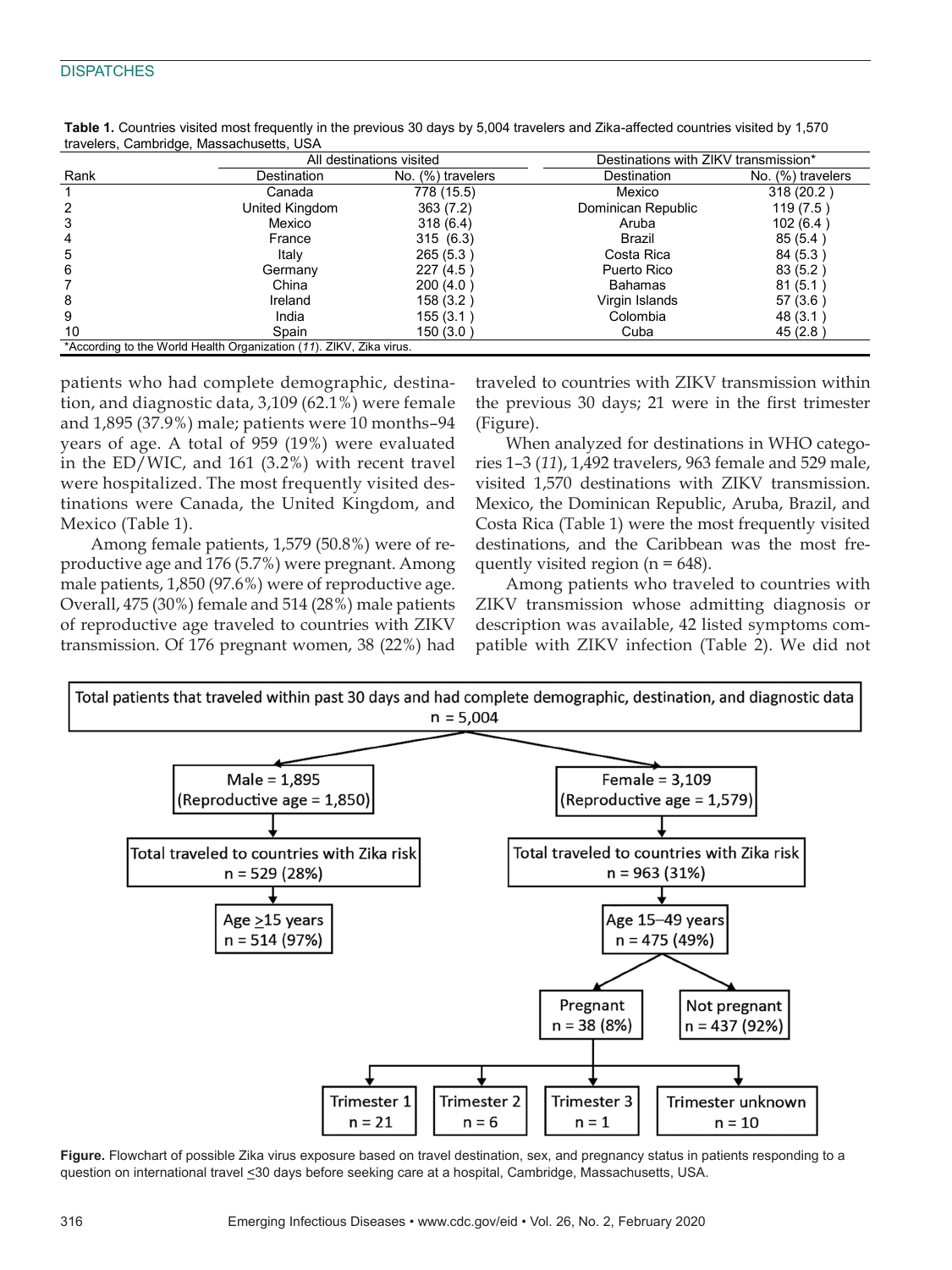**Table 1.** Countries visited most frequently in the previous 30 days by 5,004 travelers and Zika-affected countries visited by 1,570 travelers, Cambridge, Massachusetts, USA

| Rank | All destinations visited | | Destinations with ZIKV transmission* | |
|---|---|---|---|---|
| | Destination | No. (%) travelers | Destination | No. (%) travelers |
| 1 | Canada | 778 (15.5) | Mexico | 318 (20.2) |
| 2 | United Kingdom | 363 (7.2) | Dominican Republic | 119 (7.5) |
| 3 | Mexico | 318 (6.4) | Aruba | 102 (6.4) |
| 4 | France | 315 (6.3) | Brazil | 85 (5.4) |
| 5 | Italy | 265 (5.3) | Costa Rica | 84 (5.3) |
| 6 | Germany | 227 (4.5) | Puerto Rico | 83 (5.2) |
| 7 | China | 200 (4.0) | Bahamas | 81 (5.1) |
| 8 | Ireland | 158 (3.2) | Virgin Islands | 57 (3.6) |
| 9 | India | 155 (3.1) | Colombia | 48 (3.1) |
| 10 | Spain | 150 (3.0) | Cuba | 45 (2.8) |

*According to the World Health Organization (*11*). ZIKV, Zika virus.

patients who had complete demographic, destination, and diagnostic data, 3,109 (62.1%) were female and 1,895 (37.9%) male; patients were 10 months–94 years of age. A total of 959 (19%) were evaluated in the ED/WIC, and 161 (3.2%) with recent travel were hospitalized. The most frequently visited destinations were Canada, the United Kingdom, and Mexico (Table 1).

Among female patients, 1,579 (50.8%) were of reproductive age and 176 (5.7%) were pregnant. Among male patients, 1,850 (97.6%) were of reproductive age. Overall, 475 (30%) female and 514 (28%) male patients of reproductive age traveled to countries with ZIKV transmission. Of 176 pregnant women, 38 (22%) had traveled to countries with ZIKV transmission within the previous 30 days; 21 were in the first trimester (Figure).

When analyzed for destinations in WHO categories 1–3 (*11*), 1,492 travelers, 963 female and 529 male, visited 1,570 destinations with ZIKV transmission. Mexico, the Dominican Republic, Aruba, Brazil, and Costa Rica (Table 1) were the most frequently visited destinations, and the Caribbean was the most frequently visited region (n = 648).

Among patients who traveled to countries with ZIKV transmission whose admitting diagnosis or description was available, 42 listed symptoms compatible with ZIKV infection (Table 2). We did not

Total patients that traveled within past 30 days and had complete demographic, destination, and diagnostic data n = 5,004

- Male = 1,895 (Reproductive age = 1,850)
  - Total traveled to countries with Zika risk n = 529 (28%)
    - Age ≥15 years n = 514 (97%)
- Female = 3,109 (Reproductive age = 1,579)
  - Total traveled to countries with Zika risk n = 963 (31%)
    - Age 15–49 years n = 475 (49%)
      - Pregnant n = 38 (8%)
        - Trimester 1 n = 21
        - Trimester 2 n = 6
        - Trimester 3 n = 1
        - Trimester unknown n = 10
      - Not pregnant n = 437 (92%)

**Figure.** Flowchart of possible Zika virus exposure based on travel destination, sex, and pregnancy status in patients responding to a question on international travel ≤30 days before seeking care at a hospital, Cambridge, Massachusetts, USA.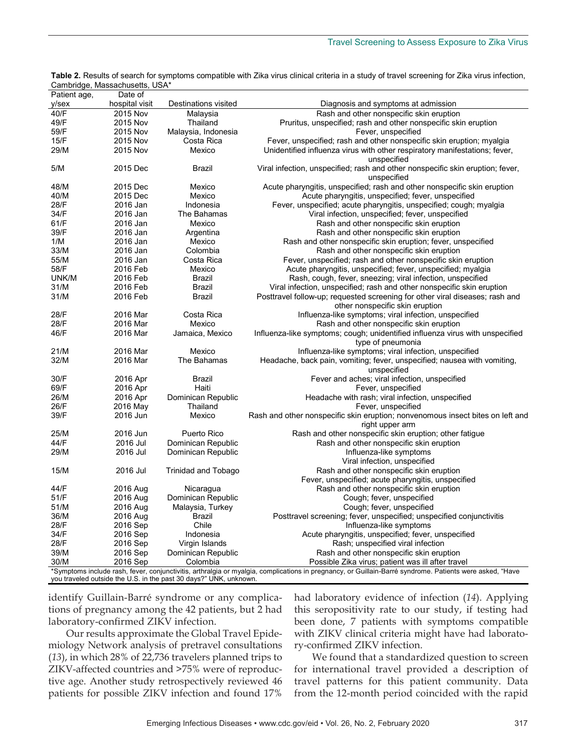**Table 2.** Results of search for symptoms compatible with Zika virus clinical criteria in a study of travel screening for Zika virus infection, Cambridge, Massachusetts, USA*

| Patient age, y/sex | Date of hospital visit | Destinations visited | Diagnosis and symptoms at admission |
|---|---|---|---|
| 40/F | 2015 Nov | Malaysia | Rash and other nonspecific skin eruption |
| 49/F | 2015 Nov | Thailand | Pruritus, unspecified; rash and other nonspecific skin eruption |
| 59/F | 2015 Nov | Malaysia, Indonesia | Fever, unspecified |
| 15/F | 2015 Nov | Costa Rica | Fever, unspecified; rash and other nonspecific skin eruption; myalgia |
| 29/M | 2015 Nov | Mexico | Unidentified influenza virus with other respiratory manifestations; fever, unspecified |
| 5/M | 2015 Dec | Brazil | Viral infection, unspecified; rash and other nonspecific skin eruption; fever, unspecified |
| 48/M | 2015 Dec | Mexico | Acute pharyngitis, unspecified; rash and other nonspecific skin eruption |
| 40/M | 2015 Dec | Mexico | Acute pharyngitis, unspecified; fever, unspecified |
| 28/F | 2016 Jan | Indonesia | Fever, unspecified; acute pharyngitis, unspecified; cough; myalgia |
| 34/F | 2016 Jan | The Bahamas | Viral infection, unspecified; fever, unspecified |
| 61/F | 2016 Jan | Mexico | Rash and other nonspecific skin eruption |
| 39/F | 2016 Jan | Argentina | Rash and other nonspecific skin eruption |
| 1/M | 2016 Jan | Mexico | Rash and other nonspecific skin eruption; fever, unspecified |
| 33/M | 2016 Jan | Colombia | Rash and other nonspecific skin eruption |
| 55/M | 2016 Jan | Costa Rica | Fever, unspecified; rash and other nonspecific skin eruption |
| 58/F | 2016 Feb | Mexico | Acute pharyngitis, unspecified; fever, unspecified; myalgia |
| UNK/M | 2016 Feb | Brazil | Rash, cough, fever, sneezing; viral infection, unspecified |
| 31/M | 2016 Feb | Brazil | Viral infection, unspecified; rash and other nonspecific skin eruption |
| 31/M | 2016 Feb | Brazil | Posttravel follow-up; requested screening for other viral diseases; rash and other nonspecific skin eruption |
| 28/F | 2016 Mar | Costa Rica | Influenza-like symptoms; viral infection, unspecified |
| 28/F | 2016 Mar | Mexico | Rash and other nonspecific skin eruption |
| 46/F | 2016 Mar | Jamaica, Mexico | Influenza-like symptoms; cough; unidentified influenza virus with unspecified type of pneumonia |
| 21/M | 2016 Mar | Mexico | Influenza-like symptoms; viral infection, unspecified |
| 32/M | 2016 Mar | The Bahamas | Headache, back pain, vomiting; fever, unspecified; nausea with vomiting, unspecified |
| 30/F | 2016 Apr | Brazil | Fever and aches; viral infection, unspecified |
| 69/F | 2016 Apr | Haiti | Fever, unspecified |
| 26/M | 2016 Apr | Dominican Republic | Headache with rash; viral infection, unspecified |
| 26/F | 2016 May | Thailand | Fever, unspecified |
| 39/F | 2016 Jun | Mexico | Rash and other nonspecific skin eruption; nonvenomous insect bites on left and right upper arm |
| 25/M | 2016 Jun | Puerto Rico | Rash and other nonspecific skin eruption; other fatigue |
| 44/F | 2016 Jul | Dominican Republic | Rash and other nonspecific skin eruption |
| 29/M | 2016 Jul | Dominican Republic | Influenza-like symptoms<br>Viral infection, unspecified |
| 15/M | 2016 Jul | Trinidad and Tobago | Rash and other nonspecific skin eruption<br>Fever, unspecified; acute pharyngitis, unspecified |
| 44/F | 2016 Aug | Nicaragua | Rash and other nonspecific skin eruption |
| 51/F | 2016 Aug | Dominican Republic | Cough; fever, unspecified |
| 51/M | 2016 Aug | Malaysia, Turkey | Cough; fever, unspecified |
| 36/M | 2016 Aug | Brazil | Posttravel screening; fever, unspecified; unspecified conjunctivitis |
| 28/F | 2016 Sep | Chile | Influenza-like symptoms |
| 34/F | 2016 Sep | Indonesia | Acute pharyngitis, unspecified; fever, unspecified |
| 28/F | 2016 Sep | Virgin Islands | Rash; unspecified viral infection |
| 39/M | 2016 Sep | Dominican Republic | Rash and other nonspecific skin eruption |
| 30/M | 2016 Sep | Colombia | Possible Zika virus; patient was ill after travel |

*Symptoms include rash, fever, conjunctivitis, arthralgia or myalgia, complications in pregnancy, or Guillain-Barré syndrome. Patients were asked, "Have you traveled outside the U.S. in the past 30 days?" UNK, unknown.

identify Guillain-Barré syndrome or any complications of pregnancy among the 42 patients, but 2 had laboratory-confirmed ZIKV infection.

Our results approximate the Global Travel Epidemiology Network analysis of pretravel consultations (*13*), in which 28% of 22,736 travelers planned trips to ZIKV-affected countries and >75% were of reproductive age. Another study retrospectively reviewed 46 patients for possible ZIKV infection and found 17% had laboratory evidence of infection (*14*). Applying this seropositivity rate to our study, if testing had been done, 7 patients with symptoms compatible with ZIKV clinical criteria might have had laboratory-confirmed ZIKV infection.

We found that a standardized question to screen for international travel provided a description of travel patterns for this patient community. Data from the 12-month period coincided with the rapid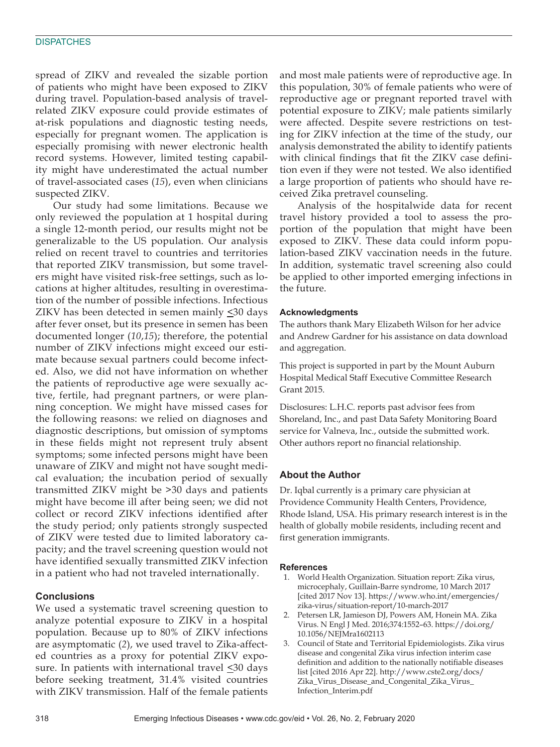spread of ZIKV and revealed the sizable portion of patients who might have been exposed to ZIKV during travel. Population-based analysis of travel-related ZIKV exposure could provide estimates of at-risk populations and diagnostic testing needs, especially for pregnant women. The application is especially promising with newer electronic health record systems. However, limited testing capability might have underestimated the actual number of travel-associated cases (*15*), even when clinicians suspected ZIKV.

Our study had some limitations. Because we only reviewed the population at 1 hospital during a single 12-month period, our results might not be generalizable to the US population. Our analysis relied on recent travel to countries and territories that reported ZIKV transmission, but some travelers might have visited risk-free settings, such as locations at higher altitudes, resulting in overestimation of the number of possible infections. Infectious ZIKV has been detected in semen mainly ≤30 days after fever onset, but its presence in semen has been documented longer (*10*,*15*); therefore, the potential number of ZIKV infections might exceed our estimate because sexual partners could become infected. Also, we did not have information on whether the patients of reproductive age were sexually active, fertile, had pregnant partners, or were planning conception. We might have missed cases for the following reasons: we relied on diagnoses and diagnostic descriptions, but omission of symptoms in these fields might not represent truly absent symptoms; some infected persons might have been unaware of ZIKV and might not have sought medical evaluation; the incubation period of sexually transmitted ZIKV might be >30 days and patients might have become ill after being seen; we did not collect or record ZIKV infections identified after the study period; only patients strongly suspected of ZIKV were tested due to limited laboratory capacity; and the travel screening question would not have identified sexually transmitted ZIKV infection in a patient who had not traveled internationally.

## Conclusions

We used a systematic travel screening question to analyze potential exposure to ZIKV in a hospital population. Because up to 80% of ZIKV infections are asymptomatic (*2*), we used travel to Zika-affected countries as a proxy for potential ZIKV exposure. In patients with international travel ≤30 days before seeking treatment, 31.4% visited countries with ZIKV transmission. Half of the female patients and most male patients were of reproductive age. In this population, 30% of female patients who were of reproductive age or pregnant reported travel with potential exposure to ZIKV; male patients similarly were affected. Despite severe restrictions on testing for ZIKV infection at the time of the study, our analysis demonstrated the ability to identify patients with clinical findings that fit the ZIKV case definition even if they were not tested. We also identified a large proportion of patients who should have received Zika pretravel counseling.

Analysis of the hospitalwide data for recent travel history provided a tool to assess the proportion of the population that might have been exposed to ZIKV. These data could inform population-based ZIKV vaccination needs in the future. In addition, systematic travel screening also could be applied to other imported emerging infections in the future.

### Acknowledgments

The authors thank Mary Elizabeth Wilson for her advice and Andrew Gardner for his assistance on data download and aggregation.

This project is supported in part by the Mount Auburn Hospital Medical Staff Executive Committee Research Grant 2015.

Disclosures: L.H.C. reports past advisor fees from Shoreland, Inc., and past Data Safety Monitoring Board service for Valneva, Inc., outside the submitted work. Other authors report no financial relationship.

## About the Author

Dr. Iqbal currently is a primary care physician at Providence Community Health Centers, Providence, Rhode Island, USA. His primary research interest is in the health of globally mobile residents, including recent and first generation immigrants.

### References

1. World Health Organization. Situation report: Zika virus, microcephaly, Guillain-Barre syndrome, 10 March 2017 [cited 2017 Nov 13]. https://www.who.int/emergencies/zika-virus/situation-report/10-march-2017
2. Petersen LR, Jamieson DJ, Powers AM, Honein MA. Zika Virus. N Engl J Med. 2016;374:1552–63. https://doi.org/10.1056/NEJMra1602113
3. Council of State and Territorial Epidemiologists. Zika virus disease and congenital Zika virus infection interim case definition and addition to the nationally notifiable diseases list [cited 2016 Apr 22]. http://www.cste2.org/docs/Zika_Virus_Disease_and_Congenital_Zika_Virus_Infection_Interim.pdf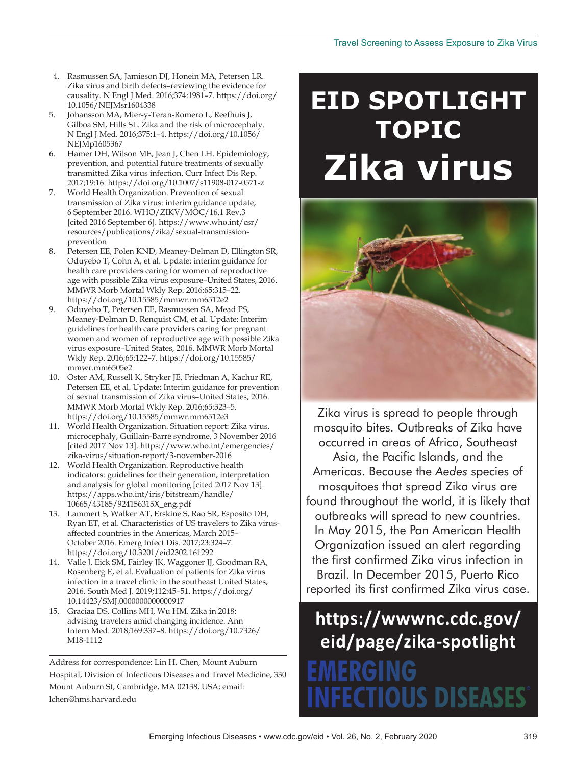4. Rasmussen SA, Jamieson DJ, Honein MA, Petersen LR. Zika virus and birth defects–reviewing the evidence for causality. N Engl J Med. 2016;374:1981–7. https://doi.org/10.1056/NEJMsr1604338
5. Johansson MA, Mier-y-Teran-Romero L, Reefhuis J, Gilboa SM, Hills SL. Zika and the risk of microcephaly. N Engl J Med. 2016;375:1–4. https://doi.org/10.1056/NEJMp1605367
6. Hamer DH, Wilson ME, Jean J, Chen LH. Epidemiology, prevention, and potential future treatments of sexually transmitted Zika virus infection. Curr Infect Dis Rep. 2017;19:16. https://doi.org/10.1007/s11908-017-0571-z
7. World Health Organization. Prevention of sexual transmission of Zika virus: interim guidance update, 6 September 2016. WHO/ZIKV/MOC/16.1 Rev.3 [cited 2016 September 6]. https://www.who.int/csr/resources/publications/zika/sexual-transmission-prevention
8. Petersen EE, Polen KND, Meaney-Delman D, Ellington SR, Oduyebo T, Cohn A, et al. Update: interim guidance for health care providers caring for women of reproductive age with possible Zika virus exposure–United States, 2016. MMWR Morb Mortal Wkly Rep. 2016;65:315–22. https://doi.org/10.15585/mmwr.mm6512e2
9. Oduyebo T, Petersen EE, Rasmussen SA, Mead PS, Meaney-Delman D, Renquist CM, et al. Update: Interim guidelines for health care providers caring for pregnant women and women of reproductive age with possible Zika virus exposure–United States, 2016. MMWR Morb Mortal Wkly Rep. 2016;65:122–7. https://doi.org/10.15585/mmwr.mm6505e2
10. Oster AM, Russell K, Stryker JE, Friedman A, Kachur RE, Petersen EE, et al. Update: Interim guidance for prevention of sexual transmission of Zika virus–United States, 2016. MMWR Morb Mortal Wkly Rep. 2016;65:323–5. https://doi.org/10.15585/mmwr.mm6512e3
11. World Health Organization. Situation report: Zika virus, microcephaly, Guillain-Barré syndrome, 3 November 2016 [cited 2017 Nov 13]. https://www.who.int/emergencies/zika-virus/situation-report/3-november-2016
12. World Health Organization. Reproductive health indicators: guidelines for their generation, interpretation and analysis for global monitoring [cited 2017 Nov 13]. https://apps.who.int/iris/bitstream/handle/10665/43185/924156315X_eng.pdf
13. Lammert S, Walker AT, Erskine S, Rao SR, Esposito DH, Ryan ET, et al. Characteristics of US travelers to Zika virus-affected countries in the Americas, March 2015–October 2016. Emerg Infect Dis. 2017;23:324–7. https://doi.org/10.3201/eid2302.161292
14. Valle J, Eick SM, Fairley JK, Waggoner JJ, Goodman RA, Rosenberg E, et al. Evaluation of patients for Zika virus infection in a travel clinic in the southeast United States, 2016. South Med J. 2019;112:45–51. https://doi.org/10.14423/SMJ.0000000000000917
15. Graciaa DS, Collins MH, Wu HM. Zika in 2018: advising travelers amid changing incidence. Ann Intern Med. 2018;169:337–8. https://doi.org/10.7326/M18-1112

Address for correspondence: Lin H. Chen, Mount Auburn Hospital, Division of Infectious Diseases and Travel Medicine, 330 Mount Auburn St, Cambridge, MA 02138, USA; email: lchen@hms.harvard.edu

# EID SPOTLIGHT TOPIC
# Zika virus

Zika virus is spread to people through mosquito bites. Outbreaks of Zika have occurred in areas of Africa, Southeast Asia, the Pacific Islands, and the Americas. Because the *Aedes* species of mosquitoes that spread Zika virus are found throughout the world, it is likely that outbreaks will spread to new countries. In May 2015, the Pan American Health Organization issued an alert regarding the first confirmed Zika virus infection in Brazil. In December 2015, Puerto Rico reported its first confirmed Zika virus case.

**https://wwwnc.cdc.gov/eid/page/zika-spotlight**

EMERGING INFECTIOUS DISEASES